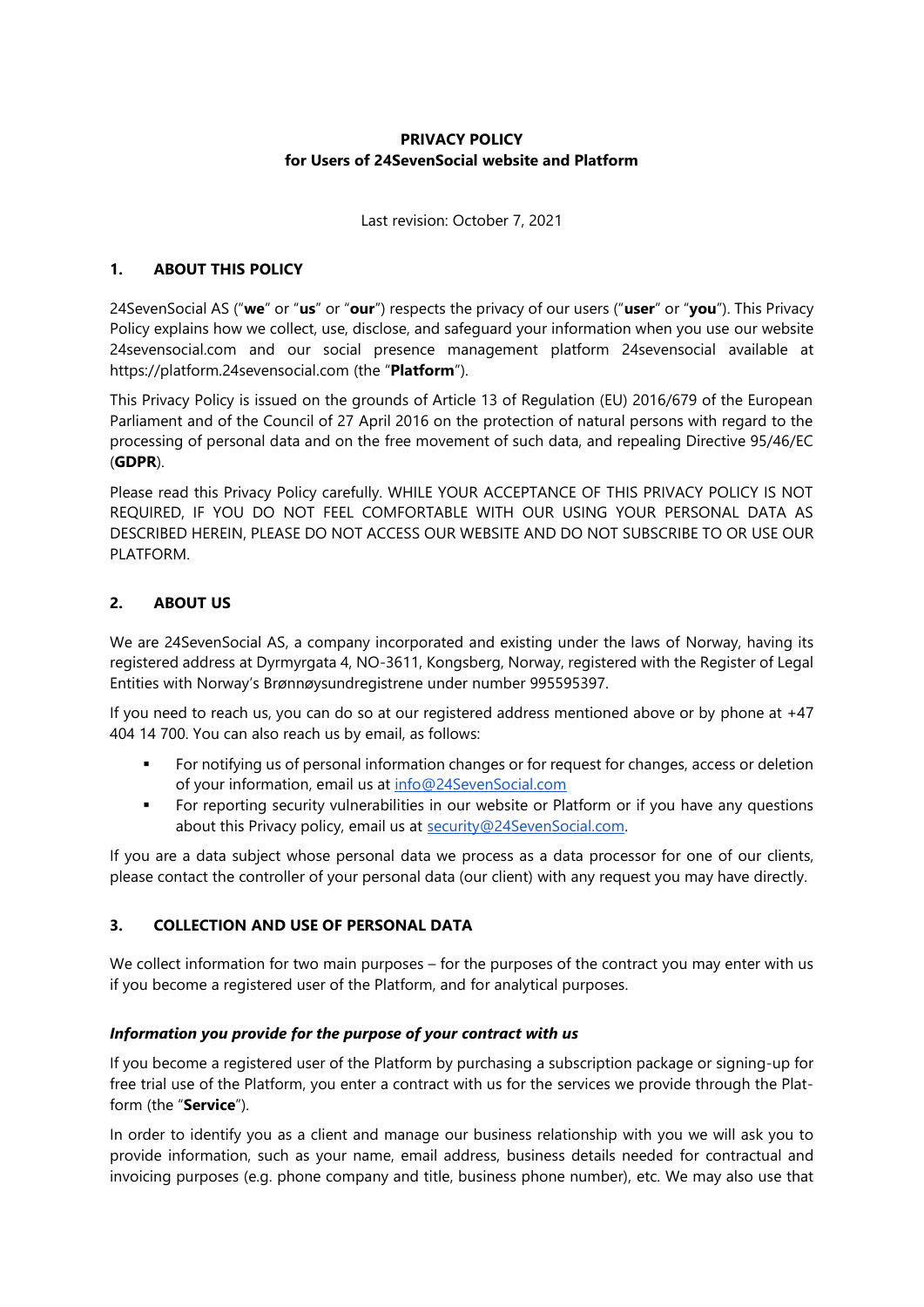# PRIVACY POLICY
## for Users of 24SevenSocial website and Platform

Last revision: October 7, 2021

## 1. ABOUT THIS POLICY

24SevenSocial AS ("**we**" or "**us**" or "**our**") respects the privacy of our users ("**user**" or "**you**"). This Privacy Policy explains how we collect, use, disclose, and safeguard your information when you use our website 24sevensocial.com and our social presence management platform 24sevensocial available at https://platform.24sevensocial.com (the "**Platform**").

This Privacy Policy is issued on the grounds of Article 13 of Regulation (EU) 2016/679 of the European Parliament and of the Council of 27 April 2016 on the protection of natural persons with regard to the processing of personal data and on the free movement of such data, and repealing Directive 95/46/EC (**GDPR**).

Please read this Privacy Policy carefully. WHILE YOUR ACCEPTANCE OF THIS PRIVACY POLICY IS NOT REQUIRED, IF YOU DO NOT FEEL COMFORTABLE WITH OUR USING YOUR PERSONAL DATA AS DESCRIBED HEREIN, PLEASE DO NOT ACCESS OUR WEBSITE AND DO NOT SUBSCRIBE TO OR USE OUR PLATFORM.

## 2. ABOUT US

We are 24SevenSocial AS, a company incorporated and existing under the laws of Norway, having its registered address at Dyrmyrgata 4, NO-3611, Kongsberg, Norway, registered with the Register of Legal Entities with Norway's Brønnøysundregistrene under number 995595397.

If you need to reach us, you can do so at our registered address mentioned above or by phone at +47 404 14 700. You can also reach us by email, as follows:

- For notifying us of personal information changes or for request for changes, access or deletion of your information, email us at info@24SevenSocial.com
- For reporting security vulnerabilities in our website or Platform or if you have any questions about this Privacy policy, email us at security@24SevenSocial.com.

If you are a data subject whose personal data we process as a data processor for one of our clients, please contact the controller of your personal data (our client) with any request you may have directly.

## 3. COLLECTION AND USE OF PERSONAL DATA

We collect information for two main purposes – for the purposes of the contract you may enter with us if you become a registered user of the Platform, and for analytical purposes.

***Information you provide for the purpose of your contract with us***

If you become a registered user of the Platform by purchasing a subscription package or signing-up for free trial use of the Platform, you enter a contract with us for the services we provide through the Platform (the "**Service**").

In order to identify you as a client and manage our business relationship with you we will ask you to provide information, such as your name, email address, business details needed for contractual and invoicing purposes (e.g. phone company and title, business phone number), etc. We may also use that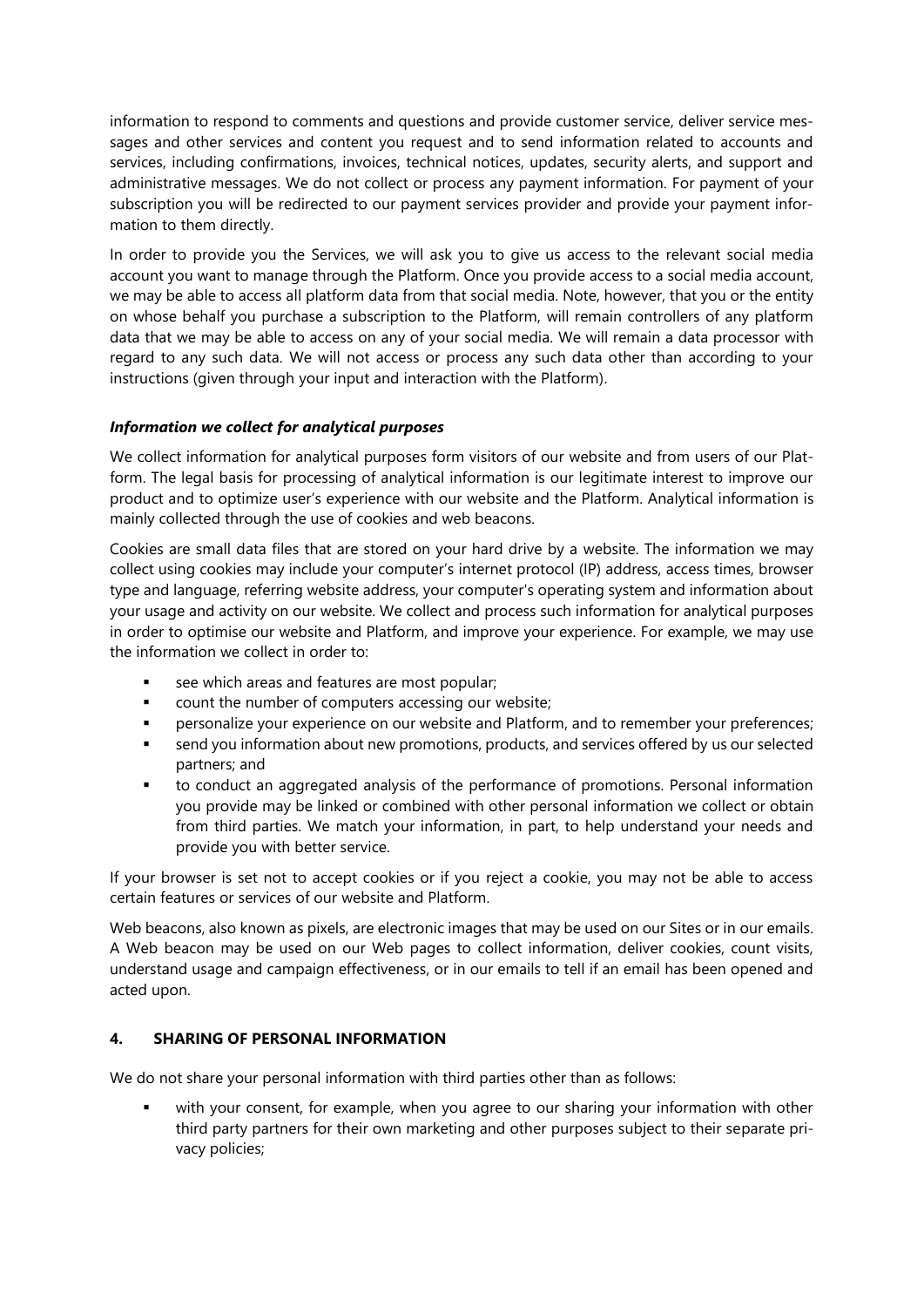information to respond to comments and questions and provide customer service, deliver service messages and other services and content you request and to send information related to accounts and services, including confirmations, invoices, technical notices, updates, security alerts, and support and administrative messages. We do not collect or process any payment information. For payment of your subscription you will be redirected to our payment services provider and provide your payment information to them directly.

In order to provide you the Services, we will ask you to give us access to the relevant social media account you want to manage through the Platform. Once you provide access to a social media account, we may be able to access all platform data from that social media. Note, however, that you or the entity on whose behalf you purchase a subscription to the Platform, will remain controllers of any platform data that we may be able to access on any of your social media. We will remain a data processor with regard to any such data. We will not access or process any such data other than according to your instructions (given through your input and interaction with the Platform).

***Information we collect for analytical purposes***

We collect information for analytical purposes form visitors of our website and from users of our Platform. The legal basis for processing of analytical information is our legitimate interest to improve our product and to optimize user's experience with our website and the Platform. Analytical information is mainly collected through the use of cookies and web beacons.

Cookies are small data files that are stored on your hard drive by a website. The information we may collect using cookies may include your computer's internet protocol (IP) address, access times, browser type and language, referring website address, your computer's operating system and information about your usage and activity on our website. We collect and process such information for analytical purposes in order to optimise our website and Platform, and improve your experience. For example, we may use the information we collect in order to:

- see which areas and features are most popular;
- count the number of computers accessing our website;
- personalize your experience on our website and Platform, and to remember your preferences;
- send you information about new promotions, products, and services offered by us our selected partners; and
- to conduct an aggregated analysis of the performance of promotions. Personal information you provide may be linked or combined with other personal information we collect or obtain from third parties. We match your information, in part, to help understand your needs and provide you with better service.

If your browser is set not to accept cookies or if you reject a cookie, you may not be able to access certain features or services of our website and Platform.

Web beacons, also known as pixels, are electronic images that may be used on our Sites or in our emails. A Web beacon may be used on our Web pages to collect information, deliver cookies, count visits, understand usage and campaign effectiveness, or in our emails to tell if an email has been opened and acted upon.

## 4. SHARING OF PERSONAL INFORMATION

We do not share your personal information with third parties other than as follows:

- with your consent, for example, when you agree to our sharing your information with other third party partners for their own marketing and other purposes subject to their separate privacy policies;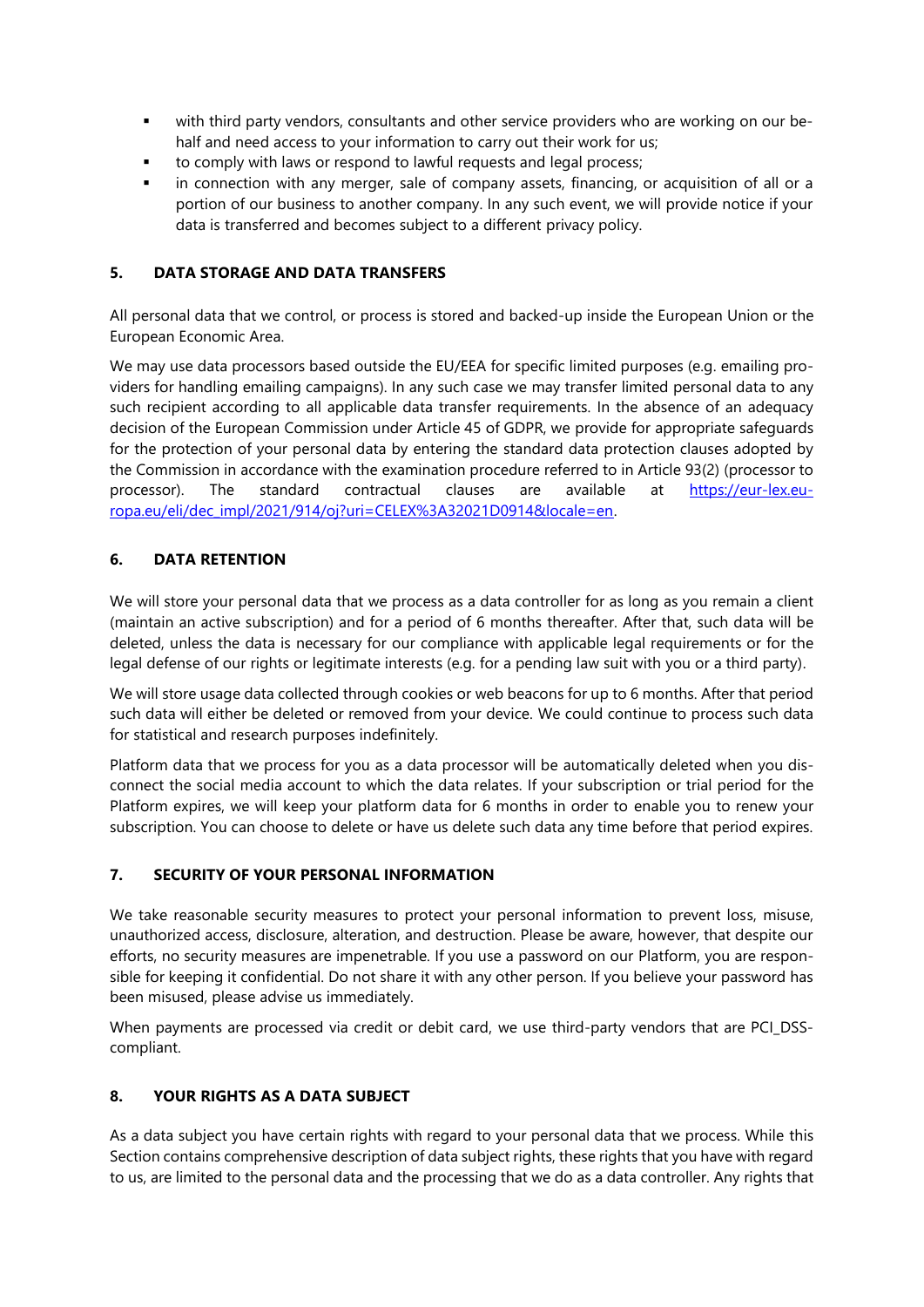- with third party vendors, consultants and other service providers who are working on our behalf and need access to your information to carry out their work for us;
- to comply with laws or respond to lawful requests and legal process;
- in connection with any merger, sale of company assets, financing, or acquisition of all or a portion of our business to another company. In any such event, we will provide notice if your data is transferred and becomes subject to a different privacy policy.

## 5. DATA STORAGE AND DATA TRANSFERS

All personal data that we control, or process is stored and backed-up inside the European Union or the European Economic Area.

We may use data processors based outside the EU/EEA for specific limited purposes (e.g. emailing providers for handling emailing campaigns). In any such case we may transfer limited personal data to any such recipient according to all applicable data transfer requirements. In the absence of an adequacy decision of the European Commission under Article 45 of GDPR, we provide for appropriate safeguards for the protection of your personal data by entering the standard data protection clauses adopted by the Commission in accordance with the examination procedure referred to in Article 93(2) (processor to processor). The standard contractual clauses are available at [https://eur-lex.europa.eu/eli/dec_impl/2021/914/oj?uri=CELEX%3A32021D0914&locale=en](https://eur-lex.europa.eu/eli/dec_impl/2021/914/oj?uri=CELEX%3A32021D0914&locale=en).

## 6. DATA RETENTION

We will store your personal data that we process as a data controller for as long as you remain a client (maintain an active subscription) and for a period of 6 months thereafter. After that, such data will be deleted, unless the data is necessary for our compliance with applicable legal requirements or for the legal defense of our rights or legitimate interests (e.g. for a pending law suit with you or a third party).

We will store usage data collected through cookies or web beacons for up to 6 months. After that period such data will either be deleted or removed from your device. We could continue to process such data for statistical and research purposes indefinitely.

Platform data that we process for you as a data processor will be automatically deleted when you disconnect the social media account to which the data relates. If your subscription or trial period for the Platform expires, we will keep your platform data for 6 months in order to enable you to renew your subscription. You can choose to delete or have us delete such data any time before that period expires.

## 7. SECURITY OF YOUR PERSONAL INFORMATION

We take reasonable security measures to protect your personal information to prevent loss, misuse, unauthorized access, disclosure, alteration, and destruction. Please be aware, however, that despite our efforts, no security measures are impenetrable. If you use a password on our Platform, you are responsible for keeping it confidential. Do not share it with any other person. If you believe your password has been misused, please advise us immediately.

When payments are processed via credit or debit card, we use third-party vendors that are PCI_DSS-compliant.

## 8. YOUR RIGHTS AS A DATA SUBJECT

As a data subject you have certain rights with regard to your personal data that we process. While this Section contains comprehensive description of data subject rights, these rights that you have with regard to us, are limited to the personal data and the processing that we do as a data controller. Any rights that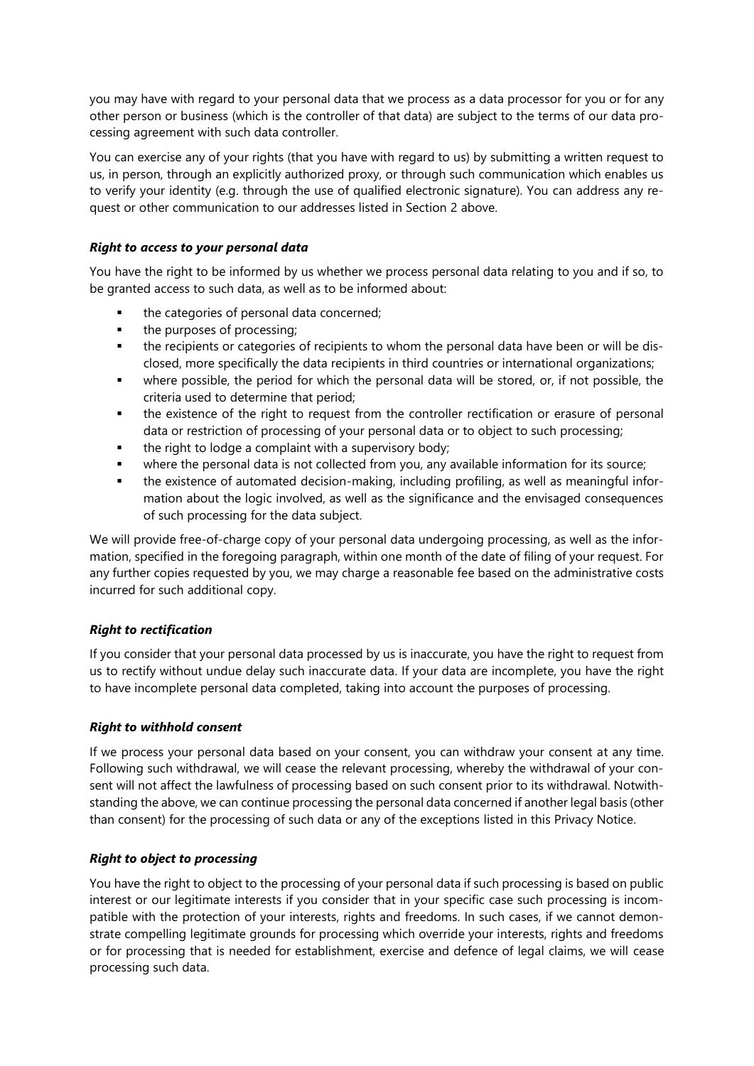you may have with regard to your personal data that we process as a data processor for you or for any other person or business (which is the controller of that data) are subject to the terms of our data processing agreement with such data controller.

You can exercise any of your rights (that you have with regard to us) by submitting a written request to us, in person, through an explicitly authorized proxy, or through such communication which enables us to verify your identity (e.g. through the use of qualified electronic signature). You can address any request or other communication to our addresses listed in Section 2 above.

### *Right to access to your personal data*

You have the right to be informed by us whether we process personal data relating to you and if so, to be granted access to such data, as well as to be informed about:

- the categories of personal data concerned;
- the purposes of processing;
- the recipients or categories of recipients to whom the personal data have been or will be disclosed, more specifically the data recipients in third countries or international organizations;
- where possible, the period for which the personal data will be stored, or, if not possible, the criteria used to determine that period;
- the existence of the right to request from the controller rectification or erasure of personal data or restriction of processing of your personal data or to object to such processing;
- the right to lodge a complaint with a supervisory body;
- where the personal data is not collected from you, any available information for its source;
- the existence of automated decision-making, including profiling, as well as meaningful information about the logic involved, as well as the significance and the envisaged consequences of such processing for the data subject.

We will provide free-of-charge copy of your personal data undergoing processing, as well as the information, specified in the foregoing paragraph, within one month of the date of filing of your request. For any further copies requested by you, we may charge a reasonable fee based on the administrative costs incurred for such additional copy.

### *Right to rectification*

If you consider that your personal data processed by us is inaccurate, you have the right to request from us to rectify without undue delay such inaccurate data. If your data are incomplete, you have the right to have incomplete personal data completed, taking into account the purposes of processing.

### *Right to withhold consent*

If we process your personal data based on your consent, you can withdraw your consent at any time. Following such withdrawal, we will cease the relevant processing, whereby the withdrawal of your consent will not affect the lawfulness of processing based on such consent prior to its withdrawal. Notwithstanding the above, we can continue processing the personal data concerned if another legal basis (other than consent) for the processing of such data or any of the exceptions listed in this Privacy Notice.

### *Right to object to processing*

You have the right to object to the processing of your personal data if such processing is based on public interest or our legitimate interests if you consider that in your specific case such processing is incompatible with the protection of your interests, rights and freedoms. In such cases, if we cannot demonstrate compelling legitimate grounds for processing which override your interests, rights and freedoms or for processing that is needed for establishment, exercise and defence of legal claims, we will cease processing such data.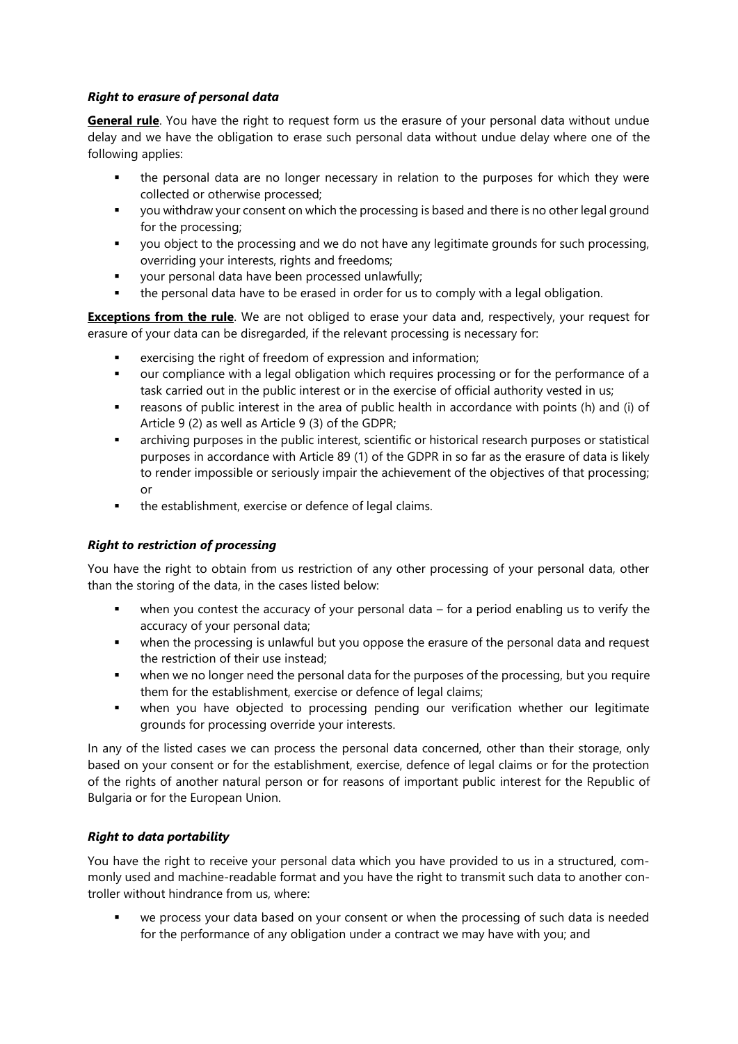***Right to erasure of personal data***

**General rule**. You have the right to request form us the erasure of your personal data without undue delay and we have the obligation to erase such personal data without undue delay where one of the following applies:

- the personal data are no longer necessary in relation to the purposes for which they were collected or otherwise processed;
- you withdraw your consent on which the processing is based and there is no other legal ground for the processing;
- you object to the processing and we do not have any legitimate grounds for such processing, overriding your interests, rights and freedoms;
- your personal data have been processed unlawfully;
- the personal data have to be erased in order for us to comply with a legal obligation.

**Exceptions from the rule**. We are not obliged to erase your data and, respectively, your request for erasure of your data can be disregarded, if the relevant processing is necessary for:

- exercising the right of freedom of expression and information;
- our compliance with a legal obligation which requires processing or for the performance of a task carried out in the public interest or in the exercise of official authority vested in us;
- reasons of public interest in the area of public health in accordance with points (h) and (i) of Article 9 (2) as well as Article 9 (3) of the GDPR;
- archiving purposes in the public interest, scientific or historical research purposes or statistical purposes in accordance with Article 89 (1) of the GDPR in so far as the erasure of data is likely to render impossible or seriously impair the achievement of the objectives of that processing; or
- the establishment, exercise or defence of legal claims.

***Right to restriction of processing***

You have the right to obtain from us restriction of any other processing of your personal data, other than the storing of the data, in the cases listed below:

- when you contest the accuracy of your personal data – for a period enabling us to verify the accuracy of your personal data;
- when the processing is unlawful but you oppose the erasure of the personal data and request the restriction of their use instead;
- when we no longer need the personal data for the purposes of the processing, but you require them for the establishment, exercise or defence of legal claims;
- when you have objected to processing pending our verification whether our legitimate grounds for processing override your interests.

In any of the listed cases we can process the personal data concerned, other than their storage, only based on your consent or for the establishment, exercise, defence of legal claims or for the protection of the rights of another natural person or for reasons of important public interest for the Republic of Bulgaria or for the European Union.

***Right to data portability***

You have the right to receive your personal data which you have provided to us in a structured, commonly used and machine-readable format and you have the right to transmit such data to another controller without hindrance from us, where:

- we process your data based on your consent or when the processing of such data is needed for the performance of any obligation under a contract we may have with you; and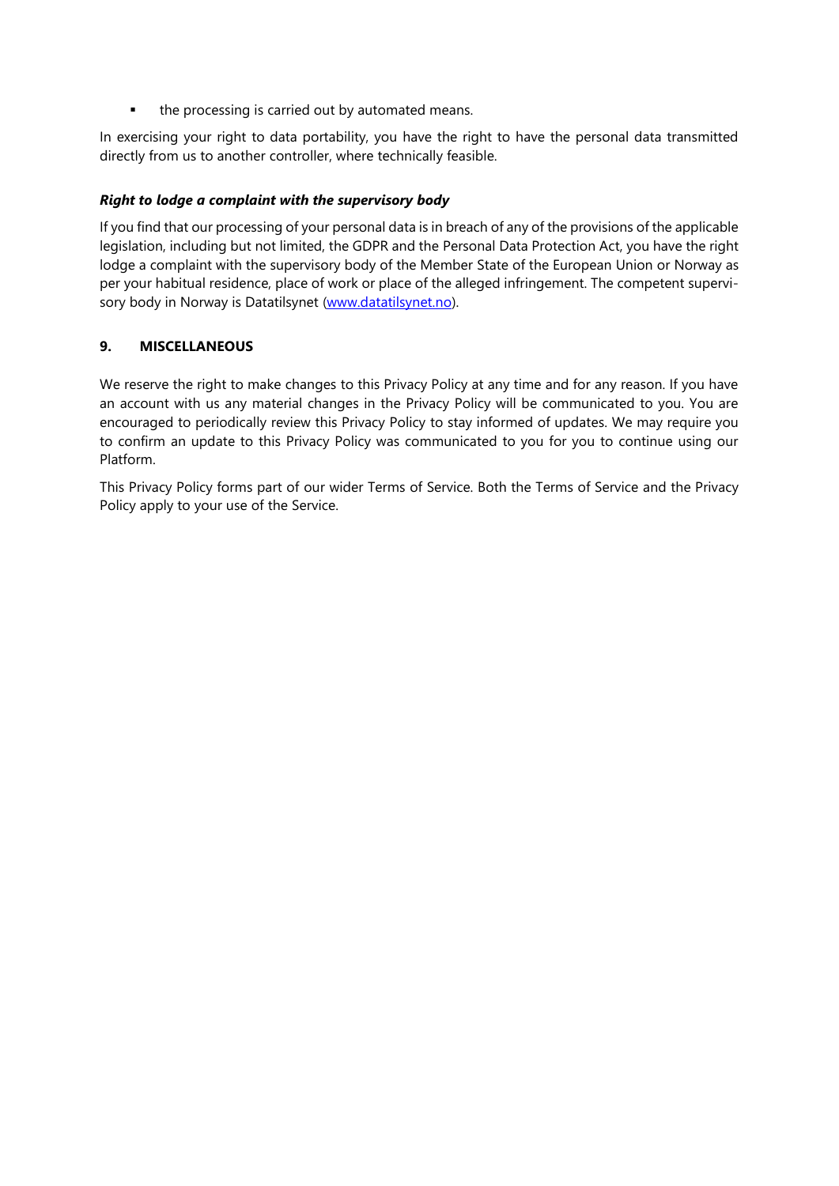- the processing is carried out by automated means.

In exercising your right to data portability, you have the right to have the personal data transmitted directly from us to another controller, where technically feasible.

***Right to lodge a complaint with the supervisory body***

If you find that our processing of your personal data is in breach of any of the provisions of the applicable legislation, including but not limited, the GDPR and the Personal Data Protection Act, you have the right lodge a complaint with the supervisory body of the Member State of the European Union or Norway as per your habitual residence, place of work or place of the alleged infringement. The competent supervisory body in Norway is Datatilsynet (www.datatilsynet.no).

## 9. MISCELLANEOUS

We reserve the right to make changes to this Privacy Policy at any time and for any reason. If you have an account with us any material changes in the Privacy Policy will be communicated to you. You are encouraged to periodically review this Privacy Policy to stay informed of updates. We may require you to confirm an update to this Privacy Policy was communicated to you for you to continue using our Platform.

This Privacy Policy forms part of our wider Terms of Service. Both the Terms of Service and the Privacy Policy apply to your use of the Service.